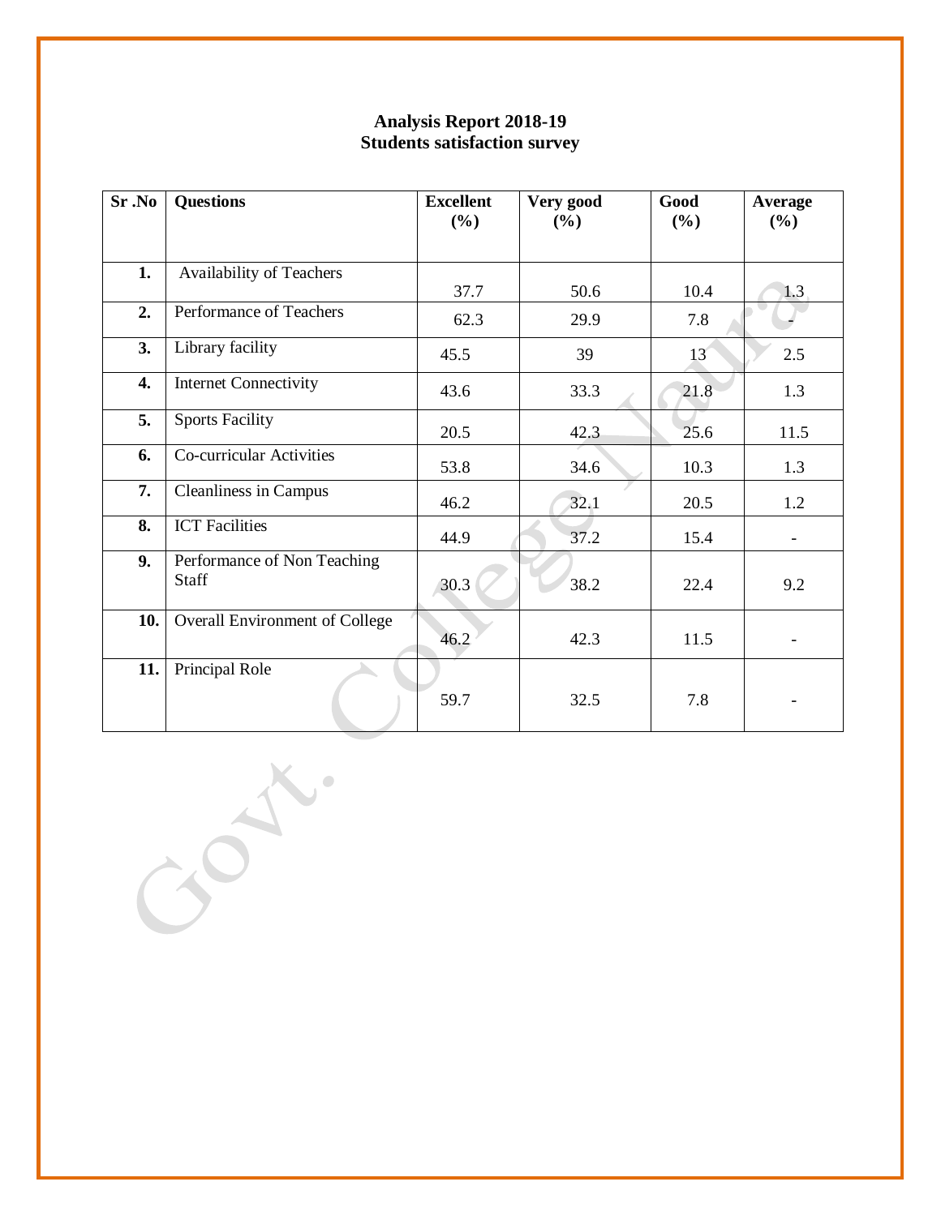# Analysis Report 2018-19
## Students satisfaction survey

| Sr .No | Questions | Excellent (%) | Very good (%) | Good (%) | Average (%) |
|---|---|---|---|---|---|
| 1. | Availability of Teachers | 37.7 | 50.6 | 10.4 | 1.3 |
| 2. | Performance of Teachers | 62.3 | 29.9 | 7.8 | - |
| 3. | Library facility | 45.5 | 39 | 13 | 2.5 |
| 4. | Internet Connectivity | 43.6 | 33.3 | 21.8 | 1.3 |
| 5. | Sports Facility | 20.5 | 42.3 | 25.6 | 11.5 |
| 6. | Co-curricular Activities | 53.8 | 34.6 | 10.3 | 1.3 |
| 7. | Cleanliness in Campus | 46.2 | 32.1 | 20.5 | 1.2 |
| 8. | ICT Facilities | 44.9 | 37.2 | 15.4 | - |
| 9. | Performance of Non Teaching Staff | 30.3 | 38.2 | 22.4 | 9.2 |
| 10. | Overall Environment of College | 46.2 | 42.3 | 11.5 | - |
| 11. | Principal Role | 59.7 | 32.5 | 7.8 | - |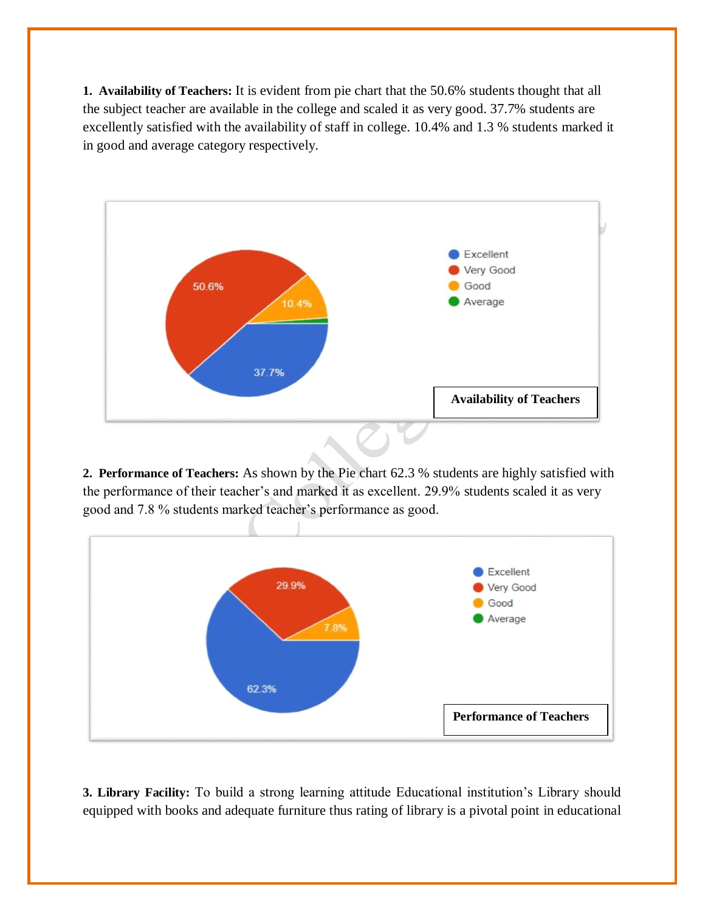**1. Availability of Teachers:** It is evident from pie chart that the 50.6% students thought that all the subject teacher are available in the college and scaled it as very good. 37.7% students are excellently satisfied with the availability of staff in college. 10.4% and 1.3 % students marked it in good and average category respectively.

Excellent
Very Good
Good
Average

50.6%
10.4%
37.7%

**Availability of Teachers**

**2. Performance of Teachers:** As shown by the Pie chart 62.3 % students are highly satisfied with the performance of their teacher's and marked it as excellent. 29.9% students scaled it as very good and 7.8 % students marked teacher's performance as good.

Excellent
Very Good
Good
Average

29.9%
7.8%
62.3%

**Performance of Teachers**

**3. Library Facility:** To build a strong learning attitude Educational institution's Library should equipped with books and adequate furniture thus rating of library is a pivotal point in educational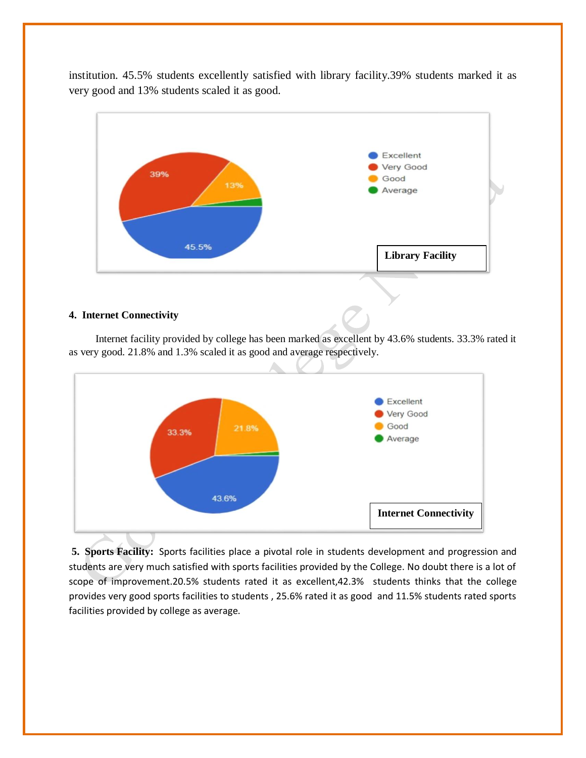institution. 45.5% students excellently satisfied with library facility.39% students marked it as very good and 13% students scaled it as good.

**4. Internet Connectivity**

Internet facility provided by college has been marked as excellent by 43.6% students. 33.3% rated it as very good. 21.8% and 1.3% scaled it as good and average respectively.

**5. Sports Facility:** Sports facilities place a pivotal role in students development and progression and students are very much satisfied with sports facilities provided by the College. No doubt there is a lot of scope of improvement.20.5% students rated it as excellent,42.3% students thinks that the college provides very good sports facilities to students , 25.6% rated it as good and 11.5% students rated sports facilities provided by college as average.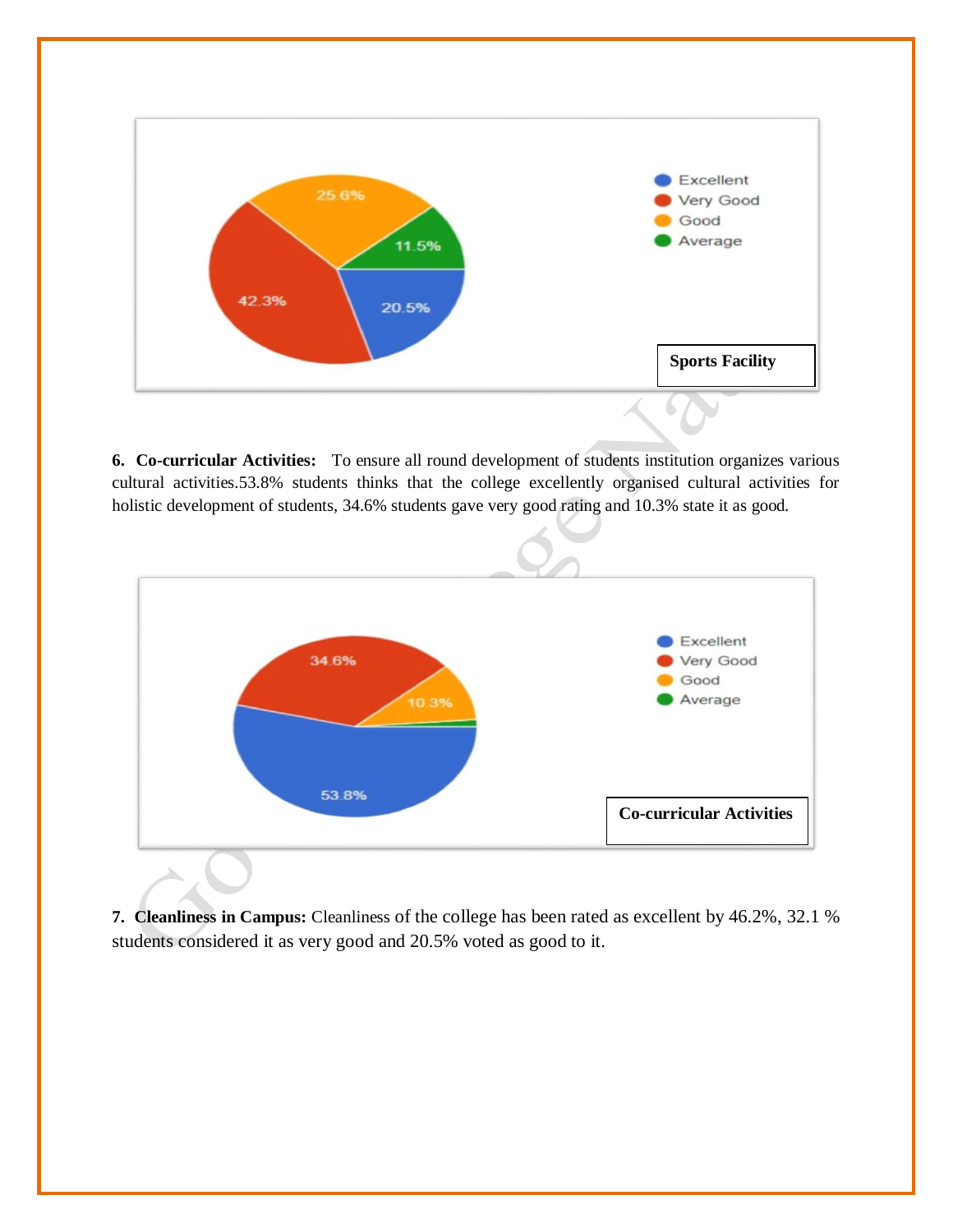Sports Facility

**6. Co-curricular Activities:** To ensure all round development of students institution organizes various cultural activities.53.8% students thinks that the college excellently organised cultural activities for holistic development of students, 34.6% students gave very good rating and 10.3% state it as good.

Co-curricular Activities

**7. Cleanliness in Campus:** Cleanliness of the college has been rated as excellent by 46.2%, 32.1 % students considered it as very good and 20.5% voted as good to it.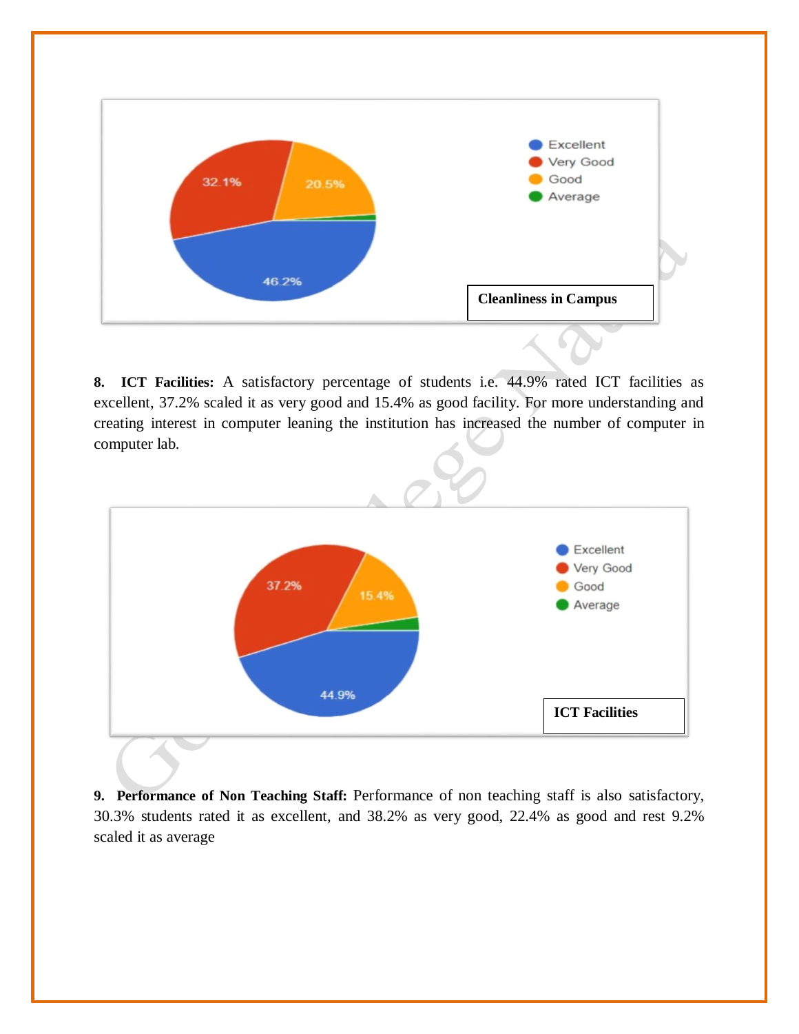Cleanliness in Campus

**8. ICT Facilities:** A satisfactory percentage of students i.e. 44.9% rated ICT facilities as excellent, 37.2% scaled it as very good and 15.4% as good facility. For more understanding and creating interest in computer leaning the institution has increased the number of computer in computer lab.

ICT Facilities

**9. Performance of Non Teaching Staff:** Performance of non teaching staff is also satisfactory, 30.3% students rated it as excellent, and 38.2% as very good, 22.4% as good and rest 9.2% scaled it as average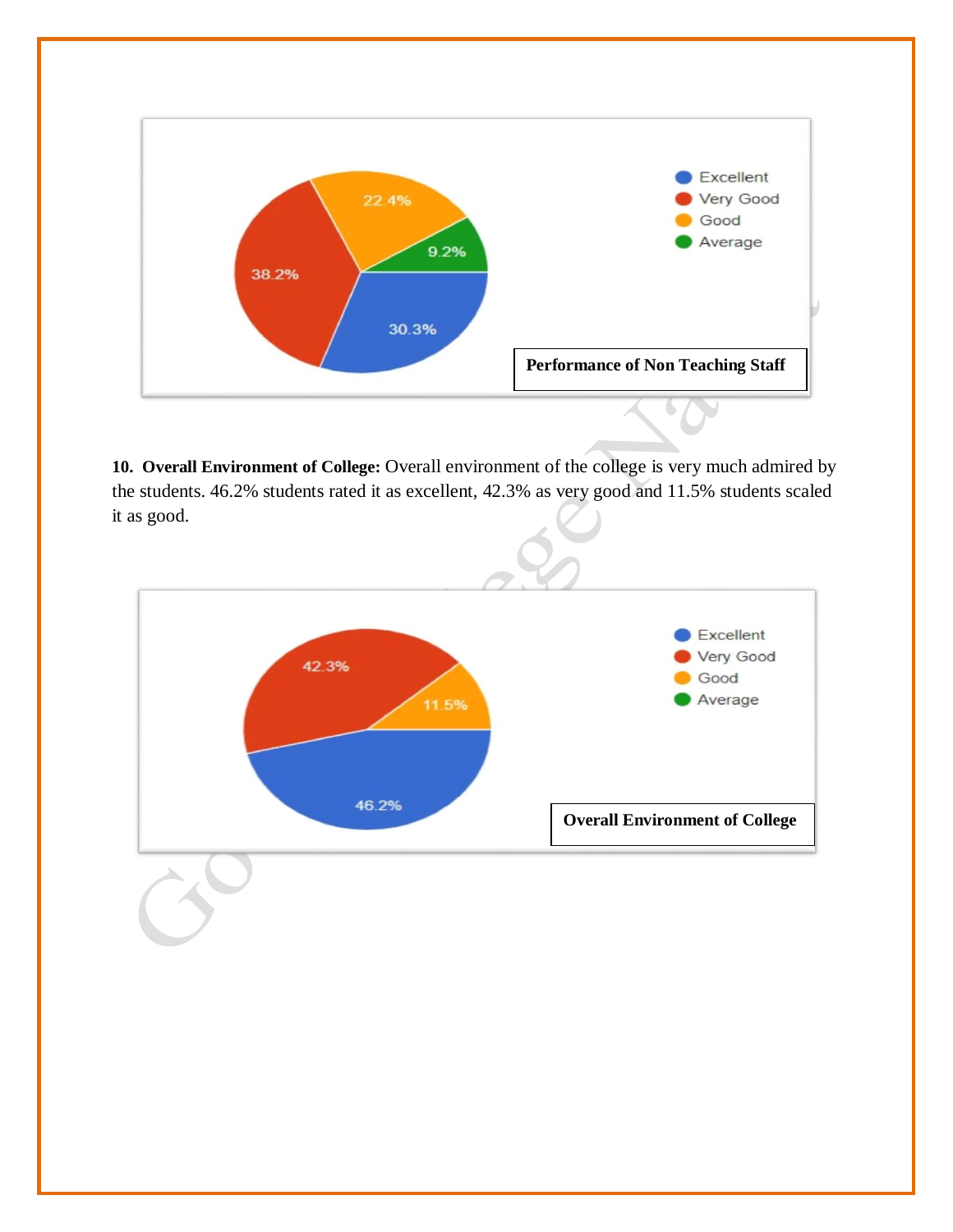Performance of Non Teaching Staff

- Excellent: 30.3%
- Very Good: 38.2%
- Good: 22.4%
- Average: 9.2%

**10. Overall Environment of College:** Overall environment of the college is very much admired by the students. 46.2% students rated it as excellent, 42.3% as very good and 11.5% students scaled it as good.

Overall Environment of College

- Excellent: 46.2%
- Very Good: 42.3%
- Good: 11.5%
- Average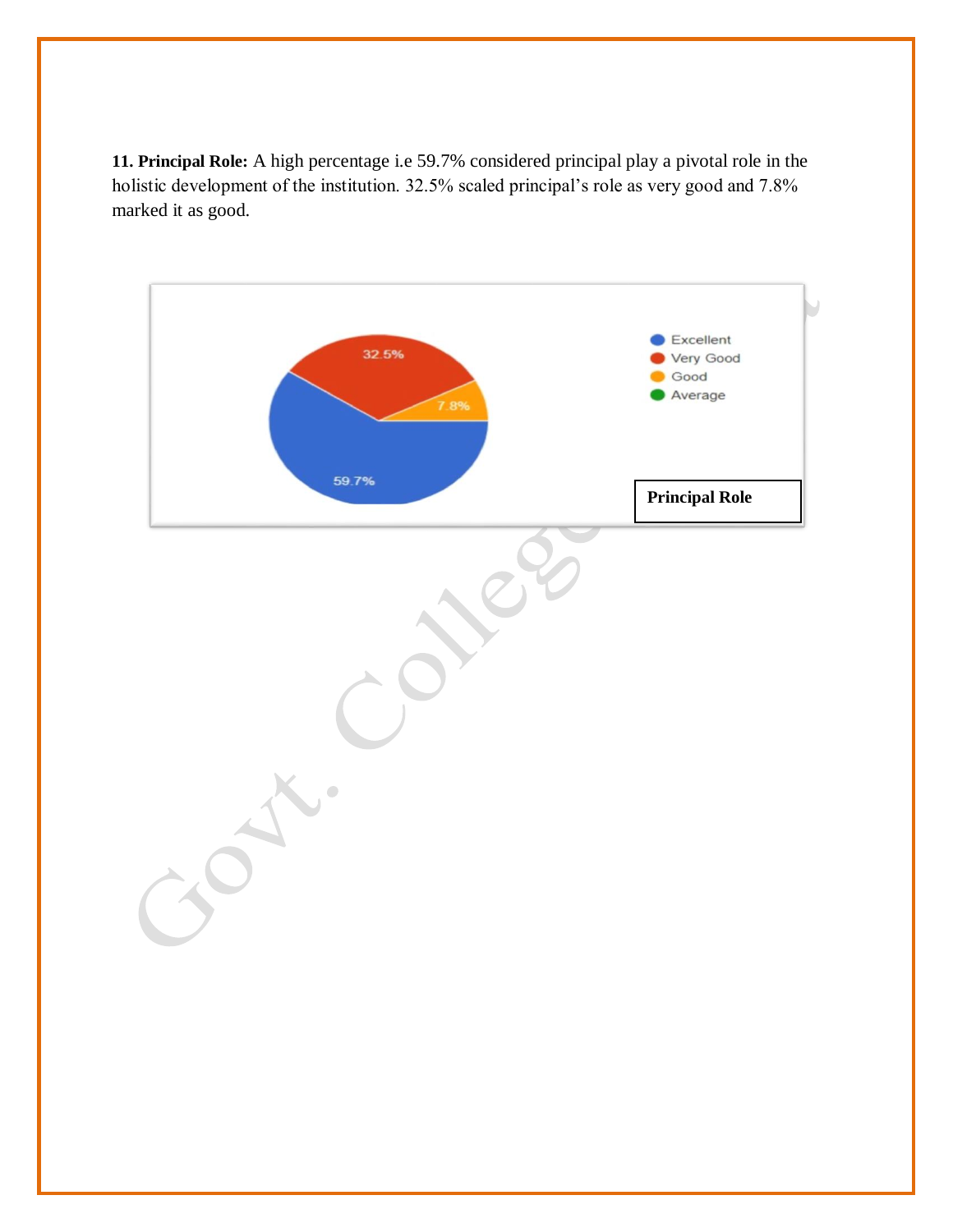**11. Principal Role:** A high percentage i.e 59.7% considered principal play a pivotal role in the holistic development of the institution. 32.5% scaled principal's role as very good and 7.8% marked it as good.

32.5%
7.8%
59.7%

Excellent
Very Good
Good
Average

**Principal Role**